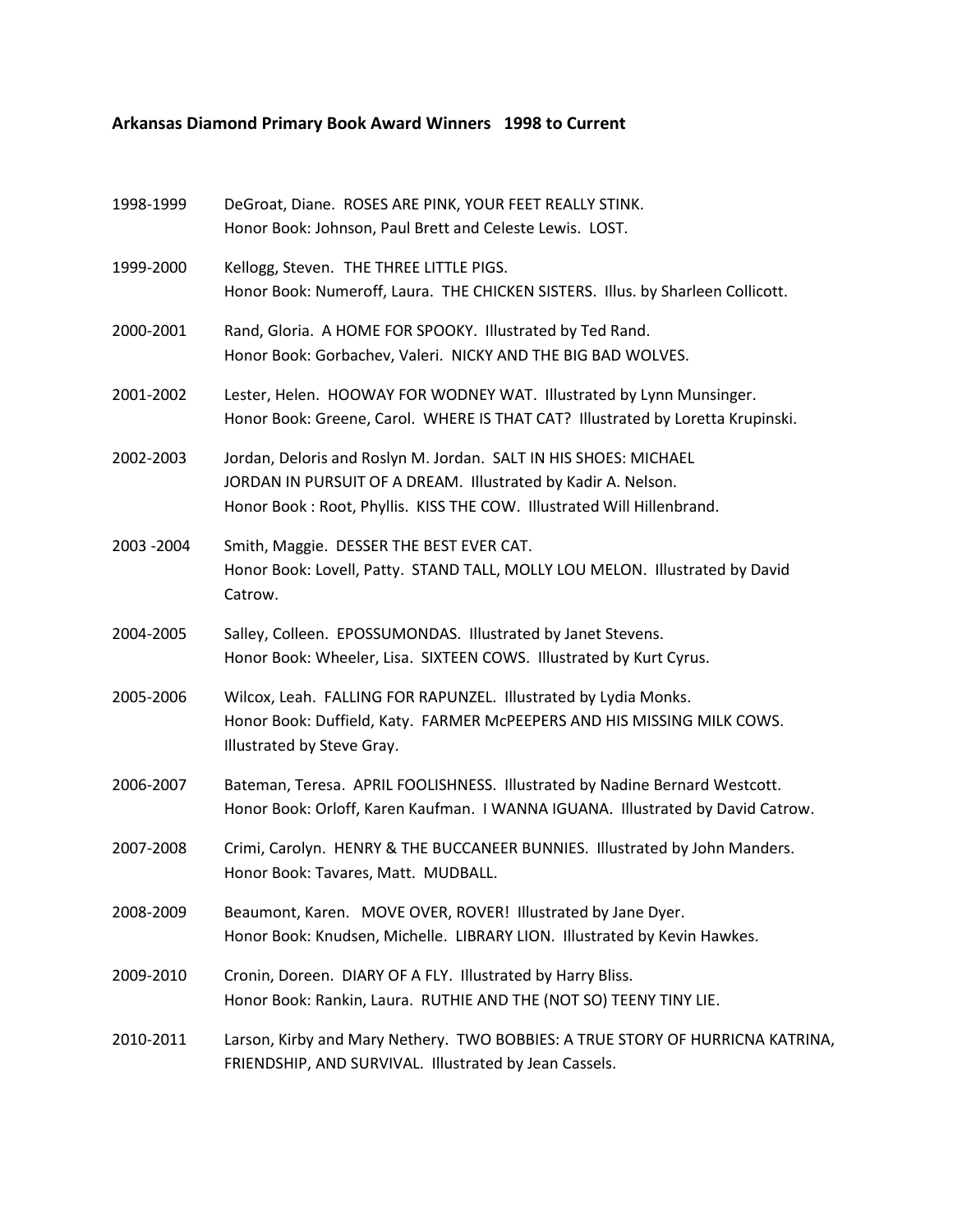**Arkansas Diamond Primary Book Award Winners 1998 to Current**

1998-1999 DeGroat, Diane. ROSES ARE PINK, YOUR FEET REALLY STINK.
Honor Book: Johnson, Paul Brett and Celeste Lewis. LOST.

1999-2000 Kellogg, Steven. THE THREE LITTLE PIGS.
Honor Book: Numeroff, Laura. THE CHICKEN SISTERS. Illus. by Sharleen Collicott.

2000-2001 Rand, Gloria. A HOME FOR SPOOKY. Illustrated by Ted Rand.
Honor Book: Gorbachev, Valeri. NICKY AND THE BIG BAD WOLVES.

2001-2002 Lester, Helen. HOOWAY FOR WODNEY WAT. Illustrated by Lynn Munsinger.
Honor Book: Greene, Carol. WHERE IS THAT CAT? Illustrated by Loretta Krupinski.

2002-2003 Jordan, Deloris and Roslyn M. Jordan. SALT IN HIS SHOES: MICHAEL JORDAN IN PURSUIT OF A DREAM. Illustrated by Kadir A. Nelson.
Honor Book : Root, Phyllis. KISS THE COW. Illustrated Will Hillenbrand.

2003 -2004 Smith, Maggie. DESSER THE BEST EVER CAT.
Honor Book: Lovell, Patty. STAND TALL, MOLLY LOU MELON. Illustrated by David Catrow.

2004-2005 Salley, Colleen. EPOSSUMONDAS. Illustrated by Janet Stevens.
Honor Book: Wheeler, Lisa. SIXTEEN COWS. Illustrated by Kurt Cyrus.

2005-2006 Wilcox, Leah. FALLING FOR RAPUNZEL. Illustrated by Lydia Monks.
Honor Book: Duffield, Katy. FARMER McPEEPERS AND HIS MISSING MILK COWS. Illustrated by Steve Gray.

2006-2007 Bateman, Teresa. APRIL FOOLISHNESS. Illustrated by Nadine Bernard Westcott.
Honor Book: Orloff, Karen Kaufman. I WANNA IGUANA. Illustrated by David Catrow.

2007-2008 Crimi, Carolyn. HENRY & THE BUCCANEER BUNNIES. Illustrated by John Manders.
Honor Book: Tavares, Matt. MUDBALL.

2008-2009 Beaumont, Karen. MOVE OVER, ROVER! Illustrated by Jane Dyer.
Honor Book: Knudsen, Michelle. LIBRARY LION. Illustrated by Kevin Hawkes.

2009-2010 Cronin, Doreen. DIARY OF A FLY. Illustrated by Harry Bliss.
Honor Book: Rankin, Laura. RUTHIE AND THE (NOT SO) TEENY TINY LIE.

2010-2011 Larson, Kirby and Mary Nethery. TWO BOBBIES: A TRUE STORY OF HURRICNA KATRINA, FRIENDSHIP, AND SURVIVAL. Illustrated by Jean Cassels.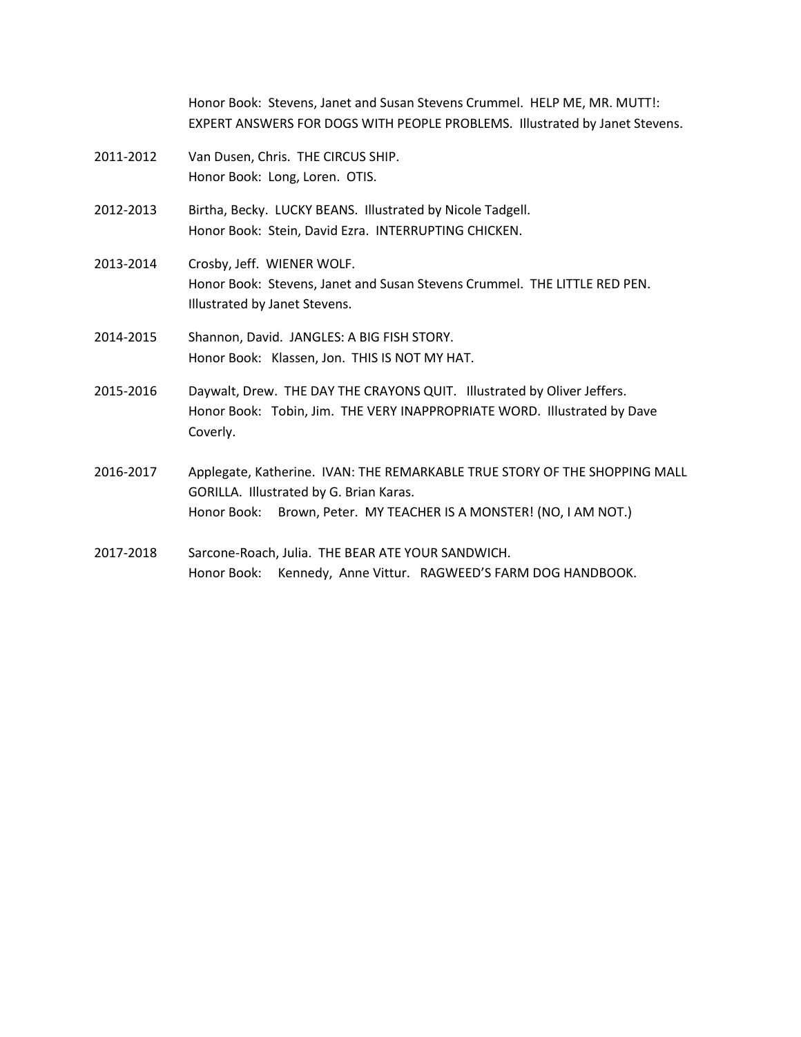Honor Book: Stevens, Janet and Susan Stevens Crummel. HELP ME, MR. MUTT!: EXPERT ANSWERS FOR DOGS WITH PEOPLE PROBLEMS. Illustrated by Janet Stevens.

2011-2012 Van Dusen, Chris. THE CIRCUS SHIP.
Honor Book: Long, Loren. OTIS.

2012-2013 Birtha, Becky. LUCKY BEANS. Illustrated by Nicole Tadgell.
Honor Book: Stein, David Ezra. INTERRUPTING CHICKEN.

2013-2014 Crosby, Jeff. WIENER WOLF.
Honor Book: Stevens, Janet and Susan Stevens Crummel. THE LITTLE RED PEN. Illustrated by Janet Stevens.

2014-2015 Shannon, David. JANGLES: A BIG FISH STORY.
Honor Book: Klassen, Jon. THIS IS NOT MY HAT.

2015-2016 Daywalt, Drew. THE DAY THE CRAYONS QUIT. Illustrated by Oliver Jeffers.
Honor Book: Tobin, Jim. THE VERY INAPPROPRIATE WORD. Illustrated by Dave Coverly.

2016-2017 Applegate, Katherine. IVAN: THE REMARKABLE TRUE STORY OF THE SHOPPING MALL GORILLA. Illustrated by G. Brian Karas.
Honor Book: Brown, Peter. MY TEACHER IS A MONSTER! (NO, I AM NOT.)

2017-2018 Sarcone-Roach, Julia. THE BEAR ATE YOUR SANDWICH.
Honor Book: Kennedy, Anne Vittur. RAGWEED'S FARM DOG HANDBOOK.